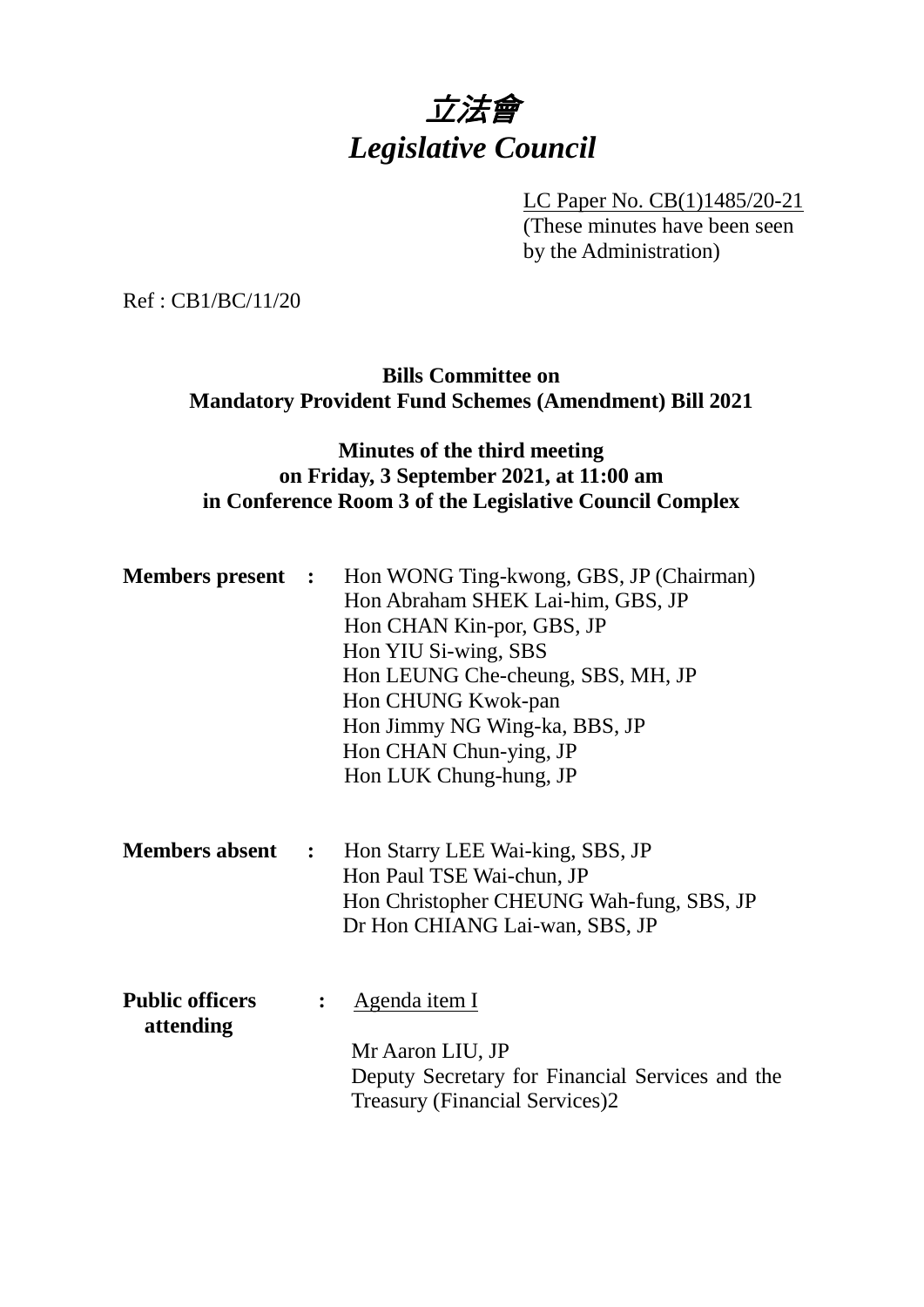# *立法會*
# *Legislative Council*

LC Paper No. CB(1)1485/20-21
(These minutes have been seen by the Administration)

Ref : CB1/BC/11/20

**Bills Committee on Mandatory Provident Fund Schemes (Amendment) Bill 2021**

**Minutes of the third meeting on Friday, 3 September 2021, at 11:00 am in Conference Room 3 of the Legislative Council Complex**

**Members present :**
Hon WONG Ting-kwong, GBS, JP (Chairman)
Hon Abraham SHEK Lai-him, GBS, JP
Hon CHAN Kin-por, GBS, JP
Hon YIU Si-wing, SBS
Hon LEUNG Che-cheung, SBS, MH, JP
Hon CHUNG Kwok-pan
Hon Jimmy NG Wing-ka, BBS, JP
Hon CHAN Chun-ying, JP
Hon LUK Chung-hung, JP

**Members absent :**
Hon Starry LEE Wai-king, SBS, JP
Hon Paul TSE Wai-chun, JP
Hon Christopher CHEUNG Wah-fung, SBS, JP
Dr Hon CHIANG Lai-wan, SBS, JP

**Public officers attending :**
Agenda item I

Mr Aaron LIU, JP
Deputy Secretary for Financial Services and the Treasury (Financial Services)2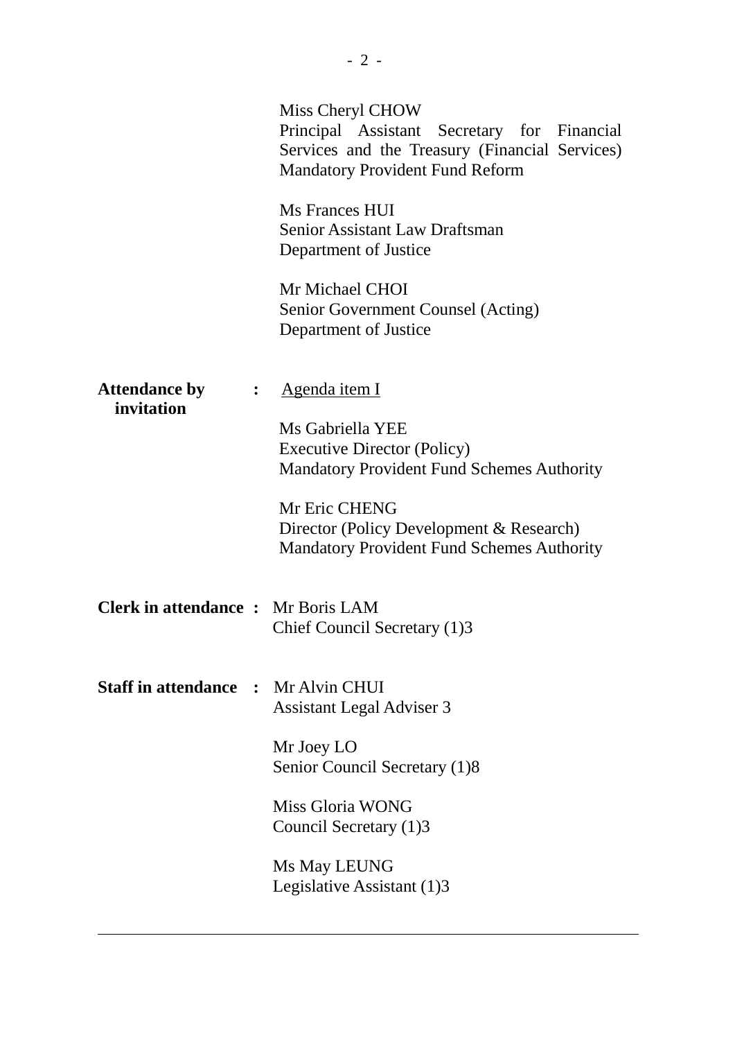Miss Cheryl CHOW
Principal Assistant Secretary for Financial Services and the Treasury (Financial Services) Mandatory Provident Fund Reform

Ms Frances HUI
Senior Assistant Law Draftsman
Department of Justice

Mr Michael CHOI
Senior Government Counsel (Acting)
Department of Justice

**Attendance by invitation** : Agenda item I

Ms Gabriella YEE
Executive Director (Policy)
Mandatory Provident Fund Schemes Authority

Mr Eric CHENG
Director (Policy Development & Research)
Mandatory Provident Fund Schemes Authority

**Clerk in attendance** : Mr Boris LAM
Chief Council Secretary (1)3

**Staff in attendance** : Mr Alvin CHUI
Assistant Legal Adviser 3

Mr Joey LO
Senior Council Secretary (1)8

Miss Gloria WONG
Council Secretary (1)3

Ms May LEUNG
Legislative Assistant (1)3

---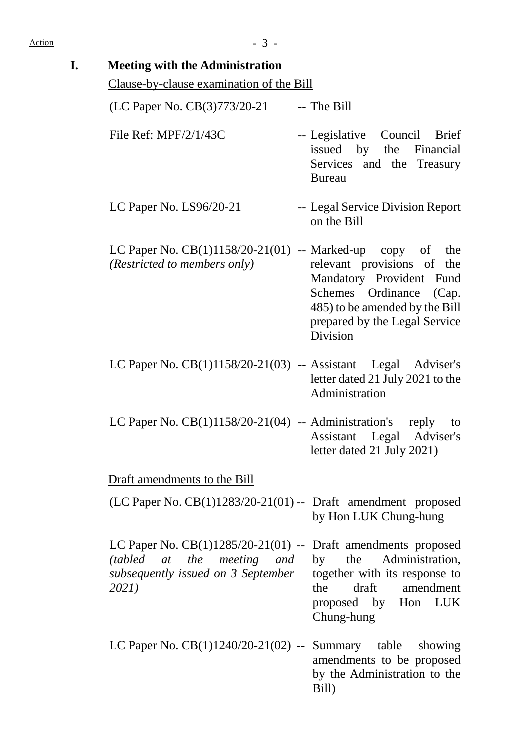## I. Meeting with the Administration

Clause-by-clause examination of the Bill

| | |
|---|---|
| (LC Paper No. CB(3)773/20-21 | -- The Bill |
| File Ref: MPF/2/1/43C | -- Legislative Council Brief issued by the Financial Services and the Treasury Bureau |
| LC Paper No. LS96/20-21 | -- Legal Service Division Report on the Bill |
| LC Paper No. CB(1)1158/20-21(01) *(Restricted to members only)* | -- Marked-up copy of the relevant provisions of the Mandatory Provident Fund Schemes Ordinance (Cap. 485) to be amended by the Bill prepared by the Legal Service Division |
| LC Paper No. CB(1)1158/20-21(03) | -- Assistant Legal Adviser's letter dated 21 July 2021 to the Administration |
| LC Paper No. CB(1)1158/20-21(04) | -- Administration's reply to Assistant Legal Adviser's letter dated 21 July 2021) |

Draft amendments to the Bill

| | |
|---|---|
| (LC Paper No. CB(1)1283/20-21(01) | -- Draft amendment proposed by Hon LUK Chung-hung |
| LC Paper No. CB(1)1285/20-21(01) *(tabled at the meeting and subsequently issued on 3 September 2021)* | -- Draft amendments proposed by the Administration, together with its response to the draft amendment proposed by Hon LUK Chung-hung |
| LC Paper No. CB(1)1240/20-21(02) | -- Summary table showing amendments to be proposed by the Administration to the Bill) |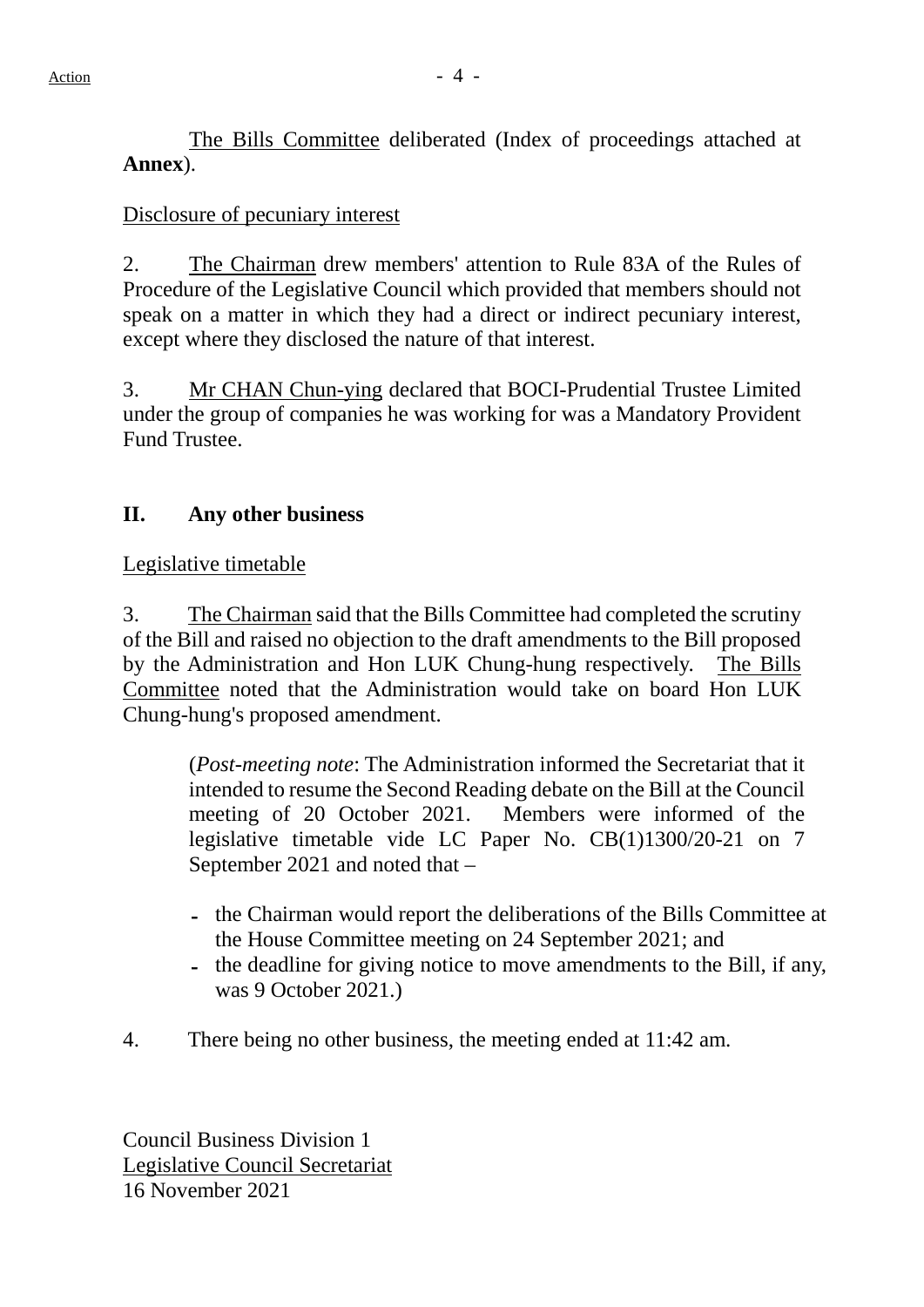The Bills Committee deliberated (Index of proceedings attached at **Annex**).

Disclosure of pecuniary interest

2. The Chairman drew members' attention to Rule 83A of the Rules of Procedure of the Legislative Council which provided that members should not speak on a matter in which they had a direct or indirect pecuniary interest, except where they disclosed the nature of that interest.

3. Mr CHAN Chun-ying declared that BOCI-Prudential Trustee Limited under the group of companies he was working for was a Mandatory Provident Fund Trustee.

## II. Any other business

Legislative timetable

3. The Chairman said that the Bills Committee had completed the scrutiny of the Bill and raised no objection to the draft amendments to the Bill proposed by the Administration and Hon LUK Chung-hung respectively. The Bills Committee noted that the Administration would take on board Hon LUK Chung-hung's proposed amendment.

> (*Post-meeting note*: The Administration informed the Secretariat that it intended to resume the Second Reading debate on the Bill at the Council meeting of 20 October 2021. Members were informed of the legislative timetable vide LC Paper No. CB(1)1300/20-21 on 7 September 2021 and noted that –
>
> - the Chairman would report the deliberations of the Bills Committee at the House Committee meeting on 24 September 2021; and
> - the deadline for giving notice to move amendments to the Bill, if any, was 9 October 2021.)

4. There being no other business, the meeting ended at 11:42 am.

Council Business Division 1
Legislative Council Secretariat
16 November 2021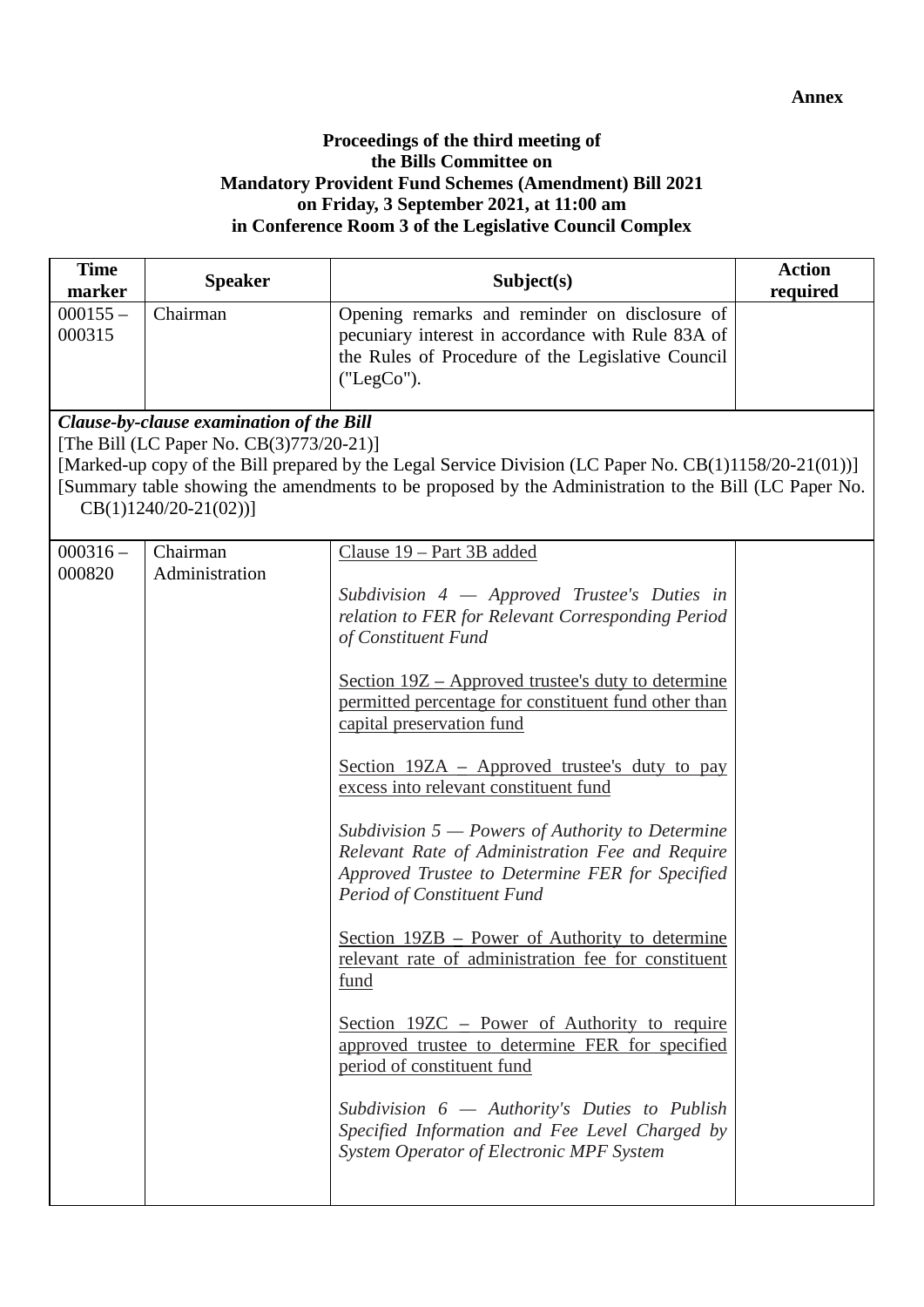**Annex**

**Proceedings of the third meeting of**
**the Bills Committee on**
**Mandatory Provident Fund Schemes (Amendment) Bill 2021**
**on Friday, 3 September 2021, at 11:00 am**
**in Conference Room 3 of the Legislative Council Complex**

| Time marker | Speaker | Subject(s) | Action required |
|---|---|---|---|
| 000155 – 000315 | Chairman | Opening remarks and reminder on disclosure of pecuniary interest in accordance with Rule 83A of the Rules of Procedure of the Legislative Council ("LegCo"). | |
| ***Clause-by-clause examination of the Bill*** [The Bill (LC Paper No. CB(3)773/20-21)] [Marked-up copy of the Bill prepared by the Legal Service Division (LC Paper No. CB(1)1158/20-21(01))] [Summary table showing the amendments to be proposed by the Administration to the Bill (LC Paper No. CB(1)1240/20-21(02))] | | | |
| 000316 – 000820 | Chairman<br>Administration | <u>Clause 19 – Part 3B added</u><br><br>*Subdivision 4 — Approved Trustee's Duties in relation to FER for Relevant Corresponding Period of Constituent Fund*<br><br><u>Section 19Z – Approved trustee's duty to determine permitted percentage for constituent fund other than capital preservation fund</u><br><br><u>Section 19ZA – Approved trustee's duty to pay excess into relevant constituent fund</u><br><br>*Subdivision 5 — Powers of Authority to Determine Relevant Rate of Administration Fee and Require Approved Trustee to Determine FER for Specified Period of Constituent Fund*<br><br><u>Section 19ZB – Power of Authority to determine relevant rate of administration fee for constituent fund</u><br><br><u>Section 19ZC – Power of Authority to require approved trustee to determine FER for specified period of constituent fund</u><br><br>*Subdivision 6 — Authority's Duties to Publish Specified Information and Fee Level Charged by System Operator of Electronic MPF System* | |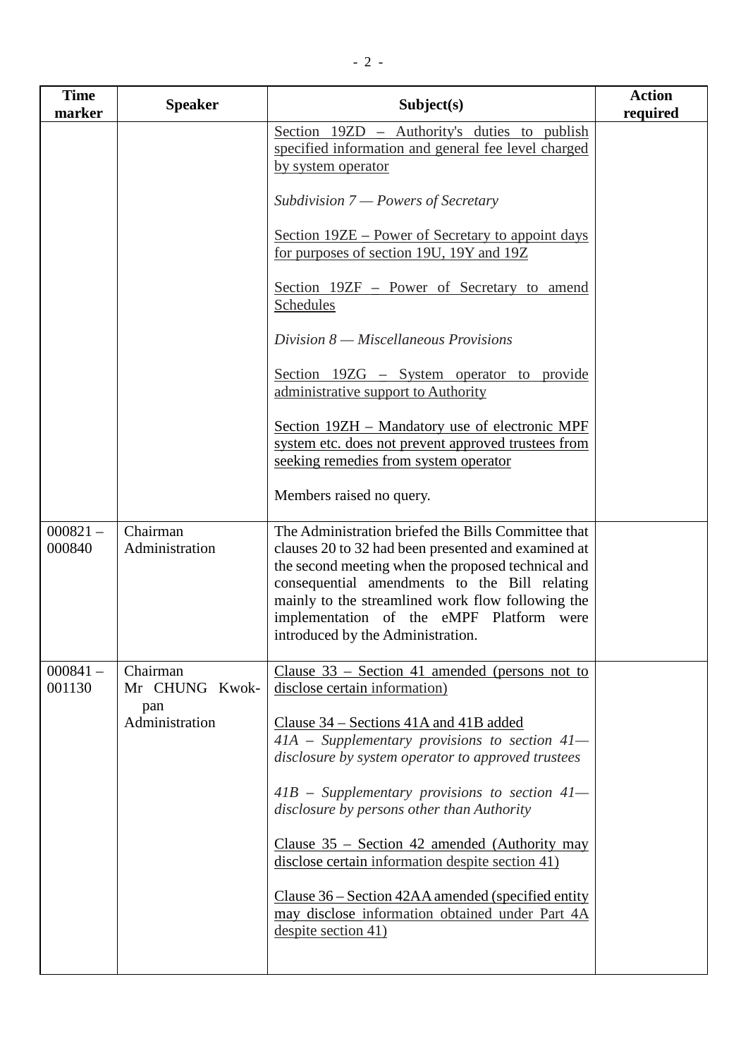| Time marker | Speaker | Subject(s) | Action required |
|---|---|---|---|
| | | Section 19ZD – Authority's duties to publish specified information and general fee level charged by system operator<br><br>*Subdivision 7 — Powers of Secretary*<br><br>Section 19ZE – Power of Secretary to appoint days for purposes of section 19U, 19Y and 19Z<br><br>Section 19ZF – Power of Secretary to amend Schedules<br><br>*Division 8 — Miscellaneous Provisions*<br><br>Section 19ZG – System operator to provide administrative support to Authority<br><br>Section 19ZH – Mandatory use of electronic MPF system etc. does not prevent approved trustees from seeking remedies from system operator<br><br>Members raised no query. | |
| 000821 – 000840 | Chairman<br>Administration | The Administration briefed the Bills Committee that clauses 20 to 32 had been presented and examined at the second meeting when the proposed technical and consequential amendments to the Bill relating mainly to the streamlined work flow following the implementation of the eMPF Platform were introduced by the Administration. | |
| 000841 – 001130 | Chairman<br>Mr CHUNG Kwok-pan<br>Administration | Clause 33 – Section 41 amended (persons not to disclose certain information)<br><br>Clause 34 – Sections 41A and 41B added<br>*41A – Supplementary provisions to section 41—disclosure by system operator to approved trustees*<br><br>*41B – Supplementary provisions to section 41—disclosure by persons other than Authority*<br><br>Clause 35 – Section 42 amended (Authority may disclose certain information despite section 41)<br><br>Clause 36 – Section 42AA amended (specified entity may disclose information obtained under Part 4A despite section 41) | |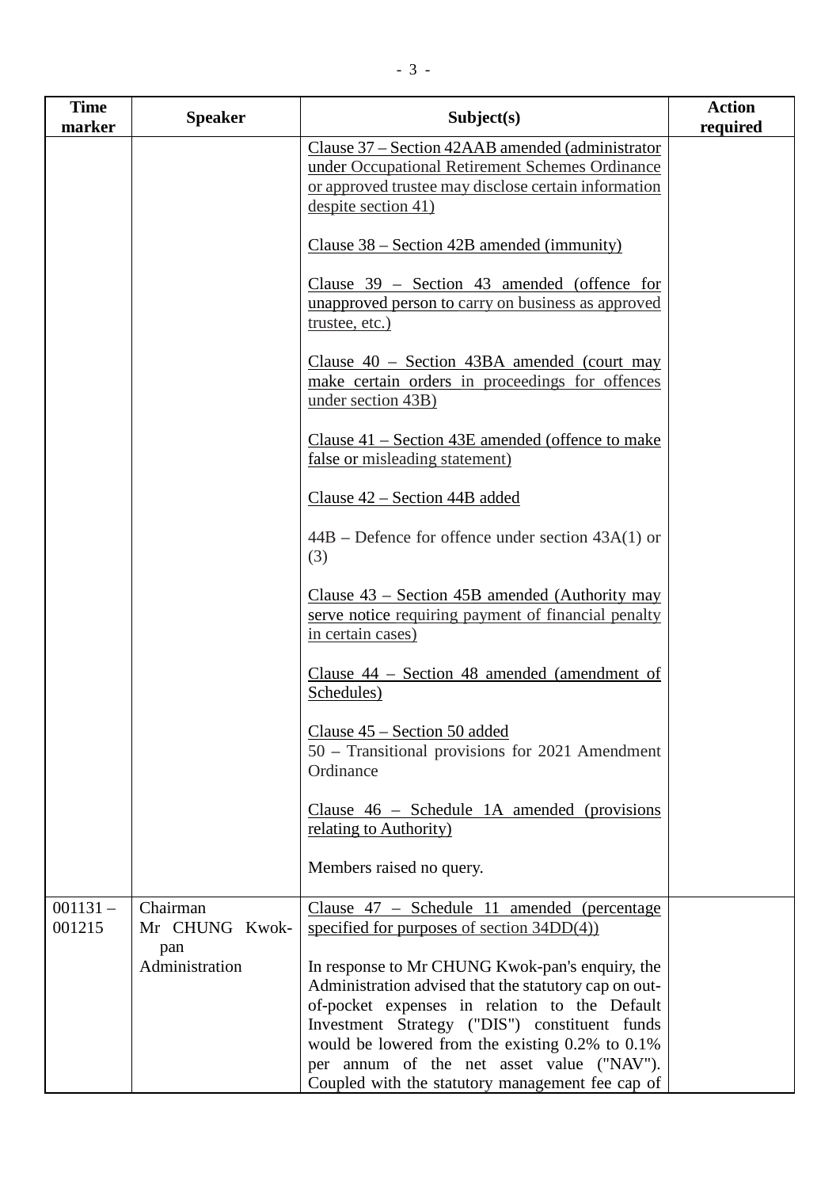| Time marker | Speaker | Subject(s) | Action required |
|---|---|---|---|
| | | Clause 37 – Section 42AAB amended (administrator under Occupational Retirement Schemes Ordinance or approved trustee may disclose certain information despite section 41)<br><br>Clause 38 – Section 42B amended (immunity)<br><br>Clause 39 – Section 43 amended (offence for unapproved person to carry on business as approved trustee, etc.)<br><br>Clause 40 – Section 43BA amended (court may make certain orders in proceedings for offences under section 43B)<br><br>Clause 41 – Section 43E amended (offence to make false or misleading statement)<br><br>Clause 42 – Section 44B added<br><br>44B – Defence for offence under section 43A(1) or (3)<br><br>Clause 43 – Section 45B amended (Authority may serve notice requiring payment of financial penalty in certain cases)<br><br>Clause 44 – Section 48 amended (amendment of Schedules)<br><br>Clause 45 – Section 50 added<br>50 – Transitional provisions for 2021 Amendment Ordinance<br><br>Clause 46 – Schedule 1A amended (provisions relating to Authority)<br><br>Members raised no query. | |
| 001131 – 001215 | Chairman<br>Mr CHUNG Kwok-pan<br>Administration | Clause 47 – Schedule 11 amended (percentage specified for purposes of section 34DD(4))<br><br>In response to Mr CHUNG Kwok-pan's enquiry, the Administration advised that the statutory cap on out-of-pocket expenses in relation to the Default Investment Strategy ("DIS") constituent funds would be lowered from the existing 0.2% to 0.1% per annum of the net asset value ("NAV"). Coupled with the statutory management fee cap of | |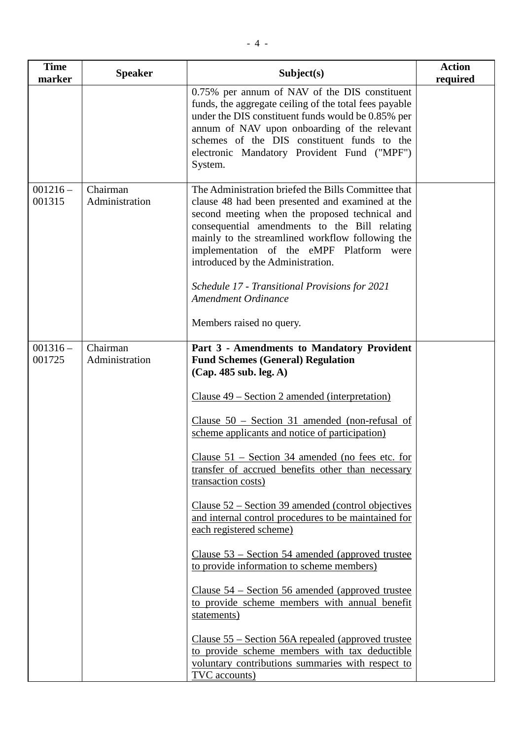| Time marker | Speaker | Subject(s) | Action required |
|---|---|---|---|
| | | 0.75% per annum of NAV of the DIS constituent funds, the aggregate ceiling of the total fees payable under the DIS constituent funds would be 0.85% per annum of NAV upon onboarding of the relevant schemes of the DIS constituent funds to the electronic Mandatory Provident Fund ("MPF") System. | |
| 001216 – 001315 | Chairman<br>Administration | The Administration briefed the Bills Committee that clause 48 had been presented and examined at the second meeting when the proposed technical and consequential amendments to the Bill relating mainly to the streamlined workflow following the implementation of the eMPF Platform were introduced by the Administration.<br><br>*Schedule 17 - Transitional Provisions for 2021 Amendment Ordinance*<br><br>Members raised no query. | |
| 001316 – 001725 | Chairman<br>Administration | **Part 3 - Amendments to Mandatory Provident Fund Schemes (General) Regulation (Cap. 485 sub. leg. A)**<br><br>Clause 49 – Section 2 amended (interpretation)<br><br>Clause 50 – Section 31 amended (non-refusal of scheme applicants and notice of participation)<br><br>Clause 51 – Section 34 amended (no fees etc. for transfer of accrued benefits other than necessary transaction costs)<br><br>Clause 52 – Section 39 amended (control objectives and internal control procedures to be maintained for each registered scheme)<br><br>Clause 53 – Section 54 amended (approved trustee to provide information to scheme members)<br><br>Clause 54 – Section 56 amended (approved trustee to provide scheme members with annual benefit statements)<br><br>Clause 55 – Section 56A repealed (approved trustee to provide scheme members with tax deductible voluntary contributions summaries with respect to TVC accounts) | |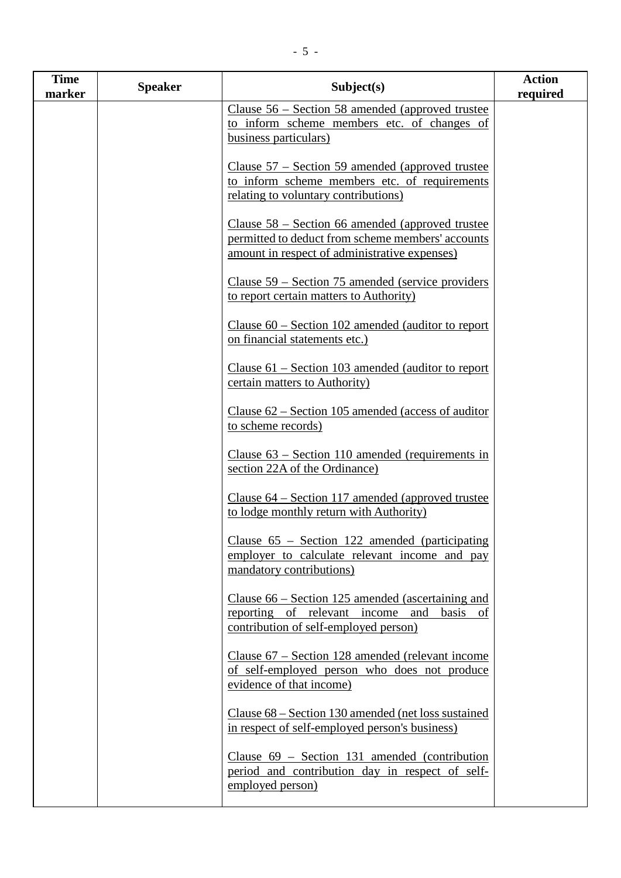| Time marker | Speaker | Subject(s) | Action required |
|---|---|---|---|
| | | Clause 56 – Section 58 amended (approved trustee to inform scheme members etc. of changes of business particulars)<br><br>Clause 57 – Section 59 amended (approved trustee to inform scheme members etc. of requirements relating to voluntary contributions)<br><br>Clause 58 – Section 66 amended (approved trustee permitted to deduct from scheme members' accounts amount in respect of administrative expenses)<br><br>Clause 59 – Section 75 amended (service providers to report certain matters to Authority)<br><br>Clause 60 – Section 102 amended (auditor to report on financial statements etc.)<br><br>Clause 61 – Section 103 amended (auditor to report certain matters to Authority)<br><br>Clause 62 – Section 105 amended (access of auditor to scheme records)<br><br>Clause 63 – Section 110 amended (requirements in section 22A of the Ordinance)<br><br>Clause 64 – Section 117 amended (approved trustee to lodge monthly return with Authority)<br><br>Clause 65 – Section 122 amended (participating employer to calculate relevant income and pay mandatory contributions)<br><br>Clause 66 – Section 125 amended (ascertaining and reporting of relevant income and basis of contribution of self-employed person)<br><br>Clause 67 – Section 128 amended (relevant income of self-employed person who does not produce evidence of that income)<br><br>Clause 68 – Section 130 amended (net loss sustained in respect of self-employed person's business)<br><br>Clause 69 – Section 131 amended (contribution period and contribution day in respect of self-employed person) | |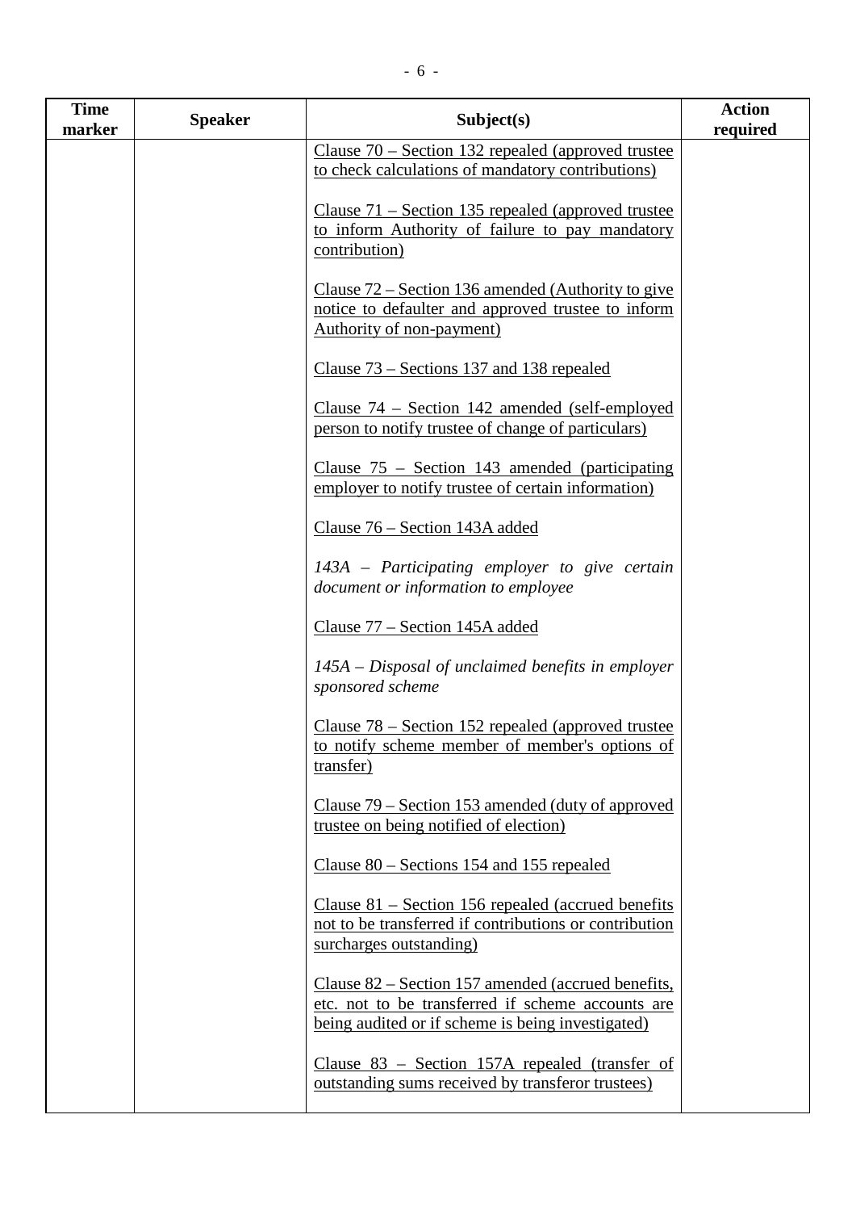| Time marker | Speaker | Subject(s) | Action required |
|---|---|---|---|
| | | Clause 70 – Section 132 repealed (approved trustee to check calculations of mandatory contributions)<br><br>Clause 71 – Section 135 repealed (approved trustee to inform Authority of failure to pay mandatory contribution)<br><br>Clause 72 – Section 136 amended (Authority to give notice to defaulter and approved trustee to inform Authority of non-payment)<br><br>Clause 73 – Sections 137 and 138 repealed<br><br>Clause 74 – Section 142 amended (self-employed person to notify trustee of change of particulars)<br><br>Clause 75 – Section 143 amended (participating employer to notify trustee of certain information)<br><br>Clause 76 – Section 143A added<br><br>*143A – Participating employer to give certain document or information to employee*<br><br>Clause 77 – Section 145A added<br><br>*145A – Disposal of unclaimed benefits in employer sponsored scheme*<br><br>Clause 78 – Section 152 repealed (approved trustee to notify scheme member of member's options of transfer)<br><br>Clause 79 – Section 153 amended (duty of approved trustee on being notified of election)<br><br>Clause 80 – Sections 154 and 155 repealed<br><br>Clause 81 – Section 156 repealed (accrued benefits not to be transferred if contributions or contribution surcharges outstanding)<br><br>Clause 82 – Section 157 amended (accrued benefits, etc. not to be transferred if scheme accounts are being audited or if scheme is being investigated)<br><br>Clause 83 – Section 157A repealed (transfer of outstanding sums received by transferor trustees) | |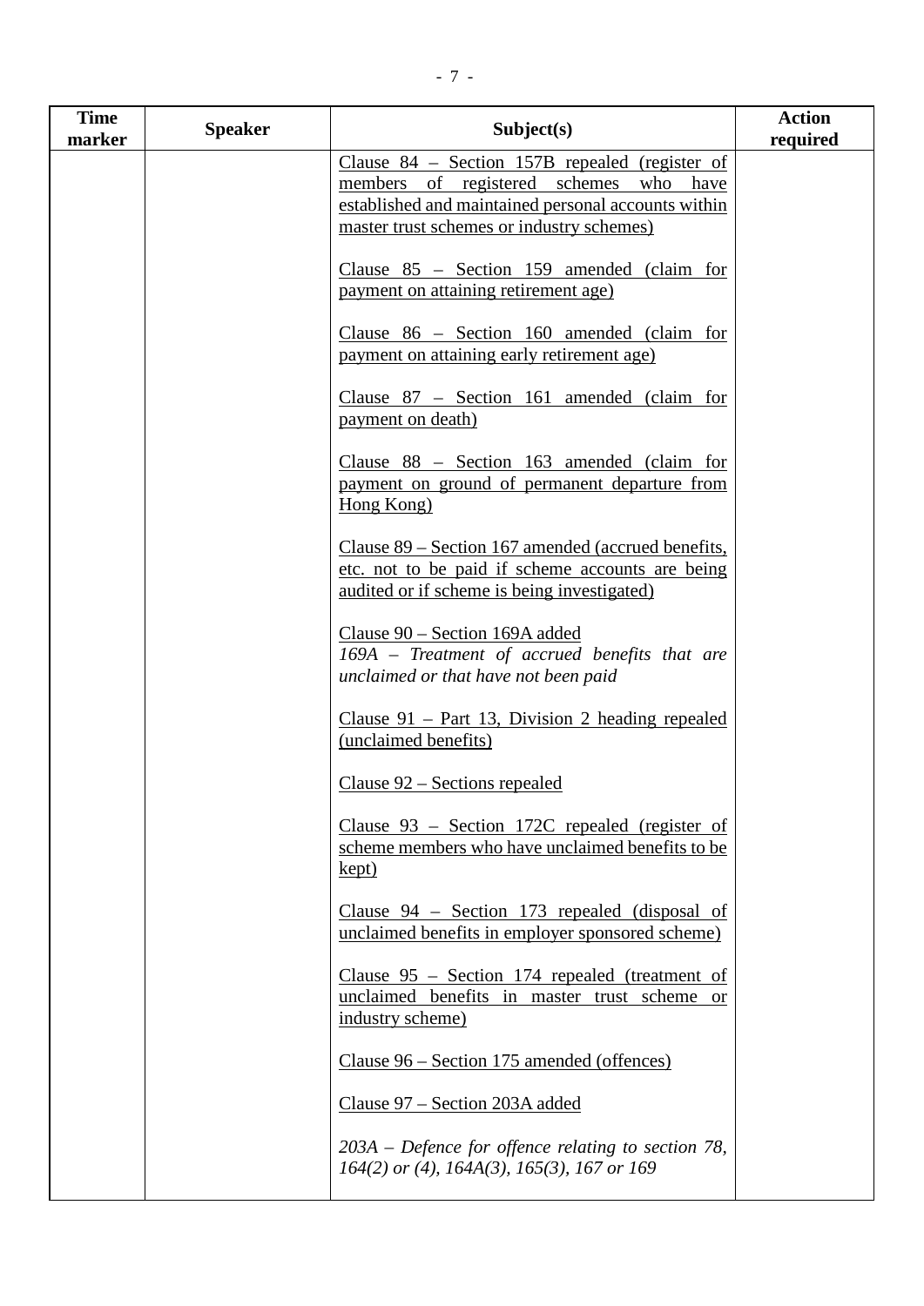| Time marker | Speaker | Subject(s) | Action required |
|---|---|---|---|
| | | <u>Clause 84 – Section 157B repealed (register of members of registered schemes who have established and maintained personal accounts within master trust schemes or industry schemes)</u><br><br><u>Clause 85 – Section 159 amended (claim for payment on attaining retirement age)</u><br><br><u>Clause 86 – Section 160 amended (claim for payment on attaining early retirement age)</u><br><br><u>Clause 87 – Section 161 amended (claim for payment on death)</u><br><br><u>Clause 88 – Section 163 amended (claim for payment on ground of permanent departure from Hong Kong)</u><br><br><u>Clause 89 – Section 167 amended (accrued benefits, etc. not to be paid if scheme accounts are being audited or if scheme is being investigated)</u><br><br><u>Clause 90 – Section 169A added</u><br>*169A – Treatment of accrued benefits that are unclaimed or that have not been paid*<br><br><u>Clause 91 – Part 13, Division 2 heading repealed (unclaimed benefits)</u><br><br><u>Clause 92 – Sections repealed</u><br><br><u>Clause 93 – Section 172C repealed (register of scheme members who have unclaimed benefits to be kept)</u><br><br><u>Clause 94 – Section 173 repealed (disposal of unclaimed benefits in employer sponsored scheme)</u><br><br><u>Clause 95 – Section 174 repealed (treatment of unclaimed benefits in master trust scheme or industry scheme)</u><br><br><u>Clause 96 – Section 175 amended (offences)</u><br><br><u>Clause 97 – Section 203A added</u><br><br>*203A – Defence for offence relating to section 78, 164(2) or (4), 164A(3), 165(3), 167 or 169* | |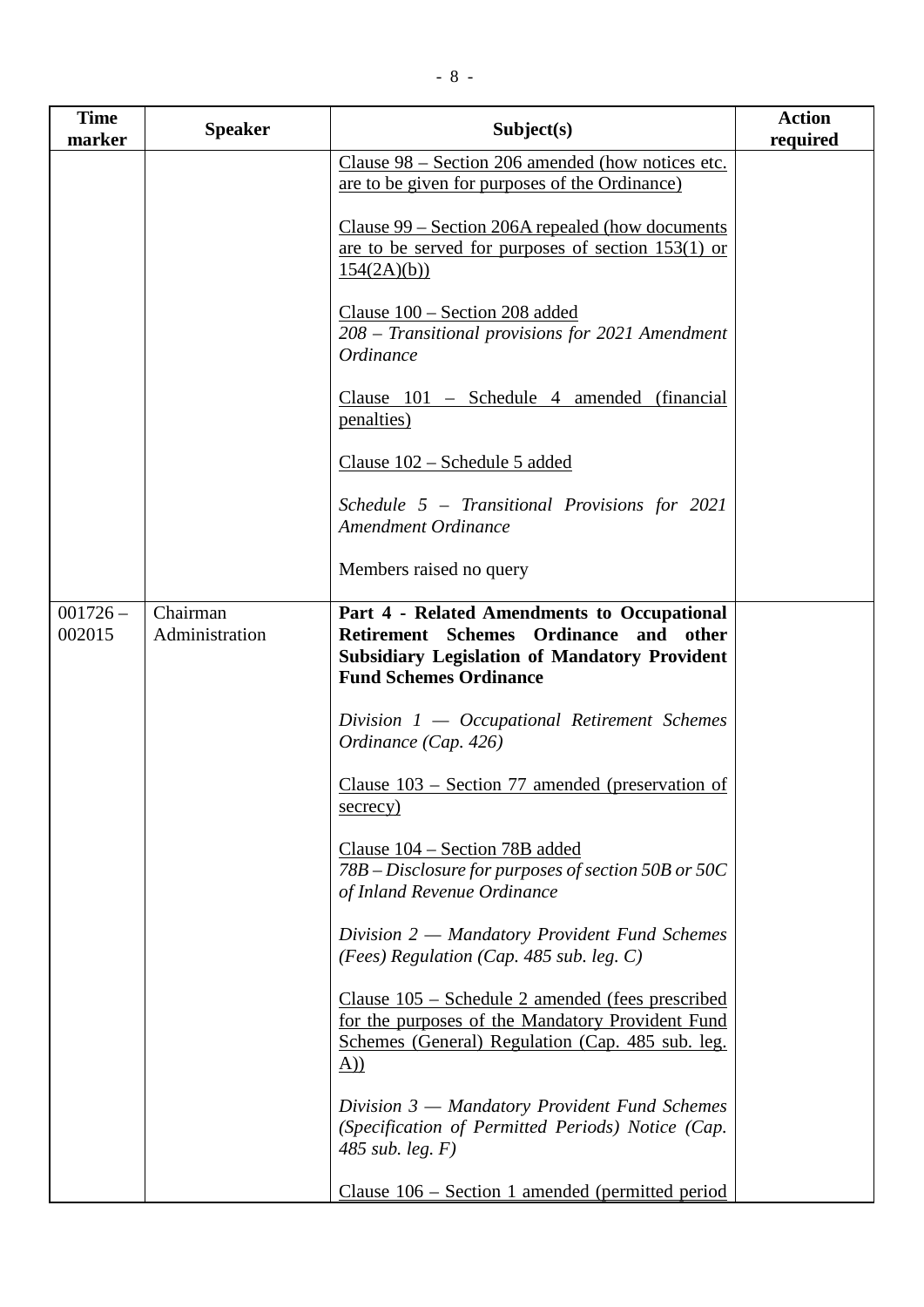| Time marker | Speaker | Subject(s) | Action required |
|---|---|---|---|
| | | Clause 98 – Section 206 amended (how notices etc. are to be given for purposes of the Ordinance)<br><br>Clause 99 – Section 206A repealed (how documents are to be served for purposes of section 153(1) or 154(2A)(b))<br><br>Clause 100 – Section 208 added<br>*208 – Transitional provisions for 2021 Amendment Ordinance*<br><br>Clause 101 – Schedule 4 amended (financial penalties)<br><br>Clause 102 – Schedule 5 added<br><br>*Schedule 5 – Transitional Provisions for 2021 Amendment Ordinance*<br><br>Members raised no query | |
| 001726 – 002015 | Chairman<br>Administration | **Part 4 - Related Amendments to Occupational Retirement Schemes Ordinance and other Subsidiary Legislation of Mandatory Provident Fund Schemes Ordinance**<br><br>*Division 1 — Occupational Retirement Schemes Ordinance (Cap. 426)*<br><br>Clause 103 – Section 77 amended (preservation of secrecy)<br><br>Clause 104 – Section 78B added<br>*78B – Disclosure for purposes of section 50B or 50C of Inland Revenue Ordinance*<br><br>*Division 2 — Mandatory Provident Fund Schemes (Fees) Regulation (Cap. 485 sub. leg. C)*<br><br>Clause 105 – Schedule 2 amended (fees prescribed for the purposes of the Mandatory Provident Fund Schemes (General) Regulation (Cap. 485 sub. leg. A))<br><br>*Division 3 — Mandatory Provident Fund Schemes (Specification of Permitted Periods) Notice (Cap. 485 sub. leg. F)*<br><br>Clause 106 – Section 1 amended (permitted period | |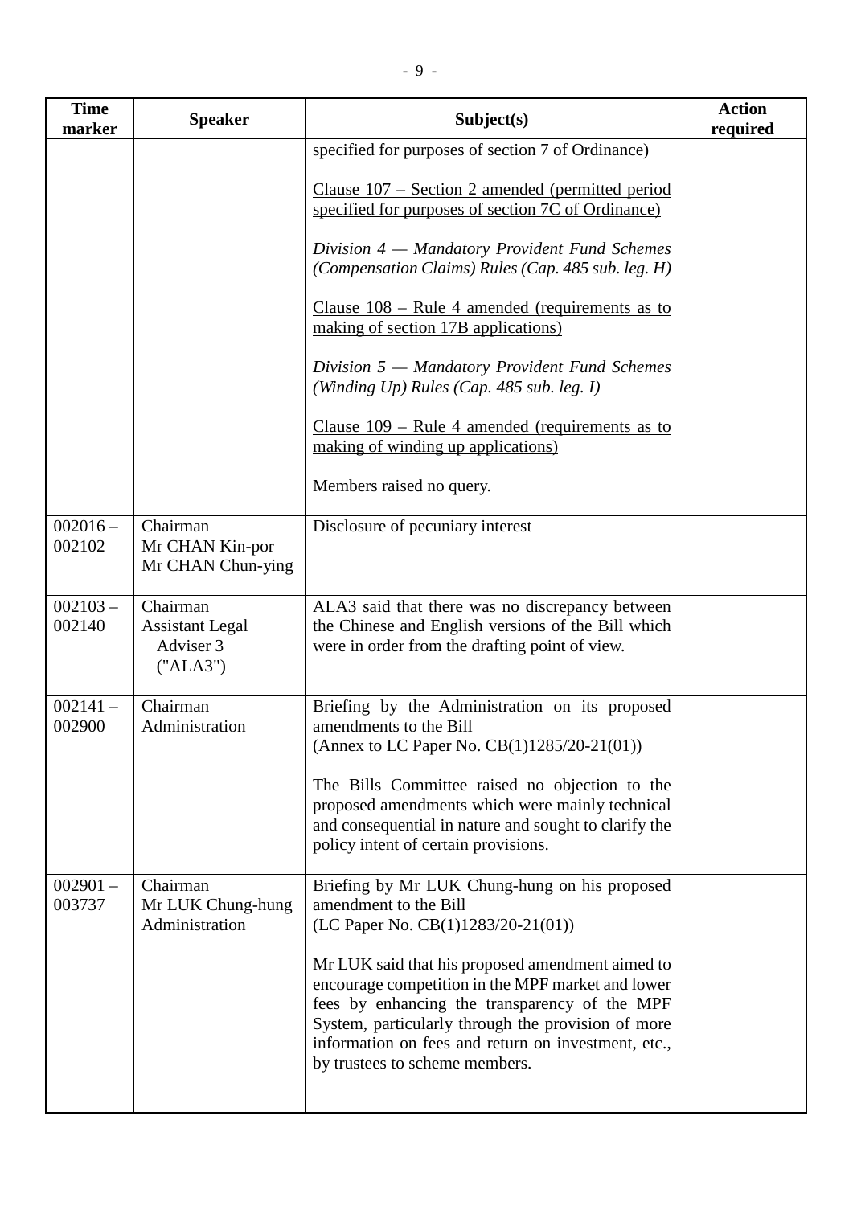| Time marker | Speaker | Subject(s) | Action required |
|---|---|---|---|
| | | <u>specified for purposes of section 7 of Ordinance)</u><br><br><u>Clause 107 – Section 2 amended (permitted period specified for purposes of section 7C of Ordinance)</u><br><br>*Division 4 — Mandatory Provident Fund Schemes (Compensation Claims) Rules (Cap. 485 sub. leg. H)*<br><br><u>Clause 108 – Rule 4 amended (requirements as to making of section 17B applications)</u><br><br>*Division 5 — Mandatory Provident Fund Schemes (Winding Up) Rules (Cap. 485 sub. leg. I)*<br><br><u>Clause 109 – Rule 4 amended (requirements as to making of winding up applications)</u><br><br>Members raised no query. | |
| 002016 – 002102 | Chairman<br>Mr CHAN Kin-por<br>Mr CHAN Chun-ying | Disclosure of pecuniary interest | |
| 002103 – 002140 | Chairman<br>Assistant Legal Adviser 3 ("ALA3") | ALA3 said that there was no discrepancy between the Chinese and English versions of the Bill which were in order from the drafting point of view. | |
| 002141 – 002900 | Chairman<br>Administration | Briefing by the Administration on its proposed amendments to the Bill<br>(Annex to LC Paper No. CB(1)1285/20-21(01))<br><br>The Bills Committee raised no objection to the proposed amendments which were mainly technical and consequential in nature and sought to clarify the policy intent of certain provisions. | |
| 002901 – 003737 | Chairman<br>Mr LUK Chung-hung<br>Administration | Briefing by Mr LUK Chung-hung on his proposed amendment to the Bill<br>(LC Paper No. CB(1)1283/20-21(01))<br><br>Mr LUK said that his proposed amendment aimed to encourage competition in the MPF market and lower fees by enhancing the transparency of the MPF System, particularly through the provision of more information on fees and return on investment, etc., by trustees to scheme members. | |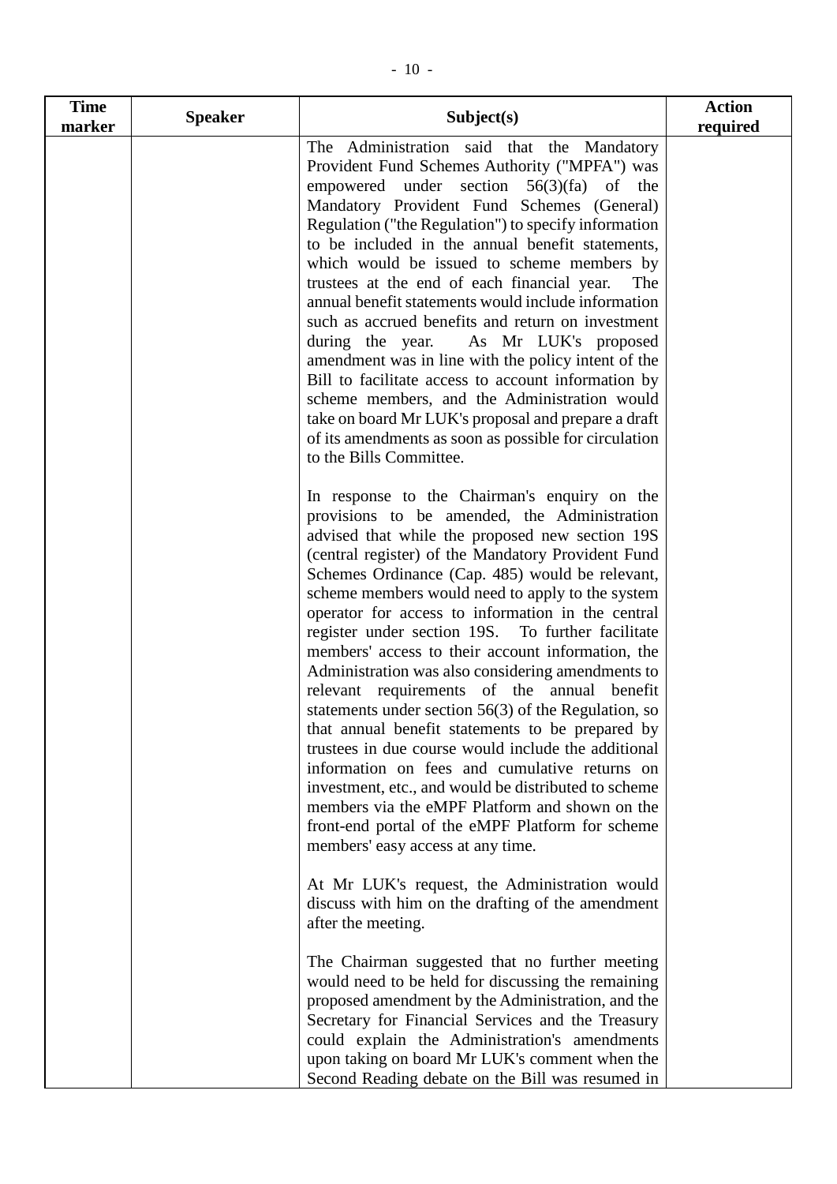| Time marker | Speaker | Subject(s) | Action required |
|---|---|---|---|
| | | The Administration said that the Mandatory Provident Fund Schemes Authority ("MPFA") was empowered under section 56(3)(fa) of the Mandatory Provident Fund Schemes (General) Regulation ("the Regulation") to specify information to be included in the annual benefit statements, which would be issued to scheme members by trustees at the end of each financial year. The annual benefit statements would include information such as accrued benefits and return on investment during the year. As Mr LUK's proposed amendment was in line with the policy intent of the Bill to facilitate access to account information by scheme members, and the Administration would take on board Mr LUK's proposal and prepare a draft of its amendments as soon as possible for circulation to the Bills Committee.<br><br>In response to the Chairman's enquiry on the provisions to be amended, the Administration advised that while the proposed new section 19S (central register) of the Mandatory Provident Fund Schemes Ordinance (Cap. 485) would be relevant, scheme members would need to apply to the system operator for access to information in the central register under section 19S. To further facilitate members' access to their account information, the Administration was also considering amendments to relevant requirements of the annual benefit statements under section 56(3) of the Regulation, so that annual benefit statements to be prepared by trustees in due course would include the additional information on fees and cumulative returns on investment, etc., and would be distributed to scheme members via the eMPF Platform and shown on the front-end portal of the eMPF Platform for scheme members' easy access at any time.<br><br>At Mr LUK's request, the Administration would discuss with him on the drafting of the amendment after the meeting.<br><br>The Chairman suggested that no further meeting would need to be held for discussing the remaining proposed amendment by the Administration, and the Secretary for Financial Services and the Treasury could explain the Administration's amendments upon taking on board Mr LUK's comment when the Second Reading debate on the Bill was resumed in | |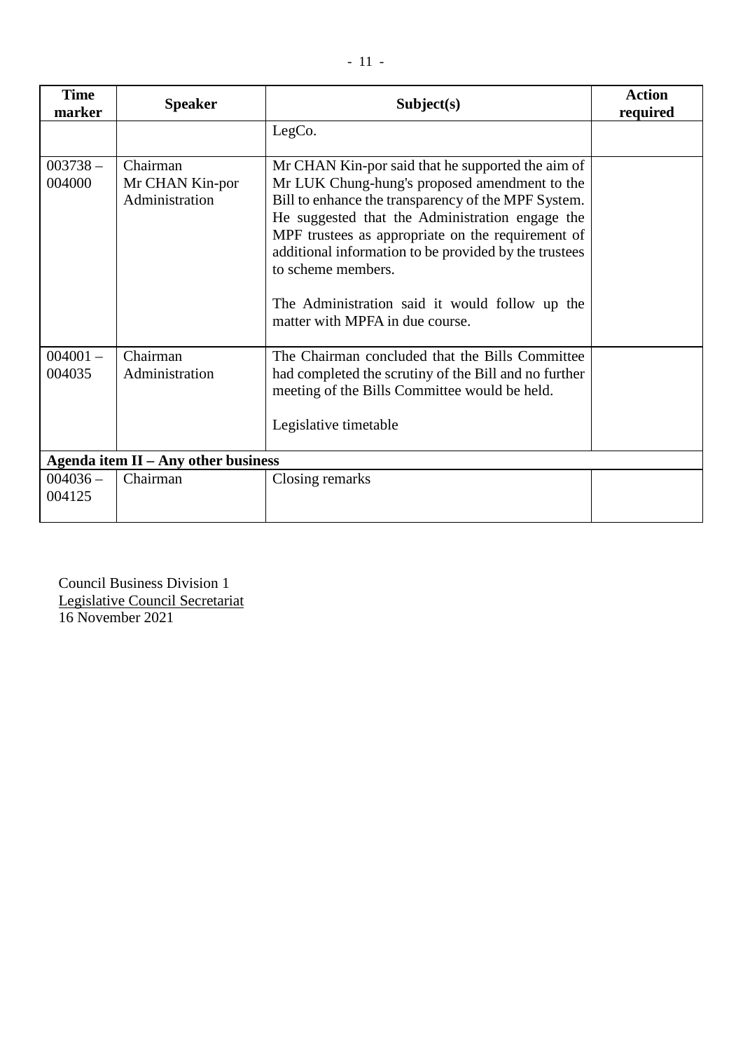| Time marker | Speaker | Subject(s) | Action required |
|---|---|---|---|
| | | LegCo. | |
| 003738 – 004000 | Chairman<br>Mr CHAN Kin-por<br>Administration | Mr CHAN Kin-por said that he supported the aim of Mr LUK Chung-hung's proposed amendment to the Bill to enhance the transparency of the MPF System. He suggested that the Administration engage the MPF trustees as appropriate on the requirement of additional information to be provided by the trustees to scheme members.<br><br>The Administration said it would follow up the matter with MPFA in due course. | |
| 004001 – 004035 | Chairman<br>Administration | The Chairman concluded that the Bills Committee had completed the scrutiny of the Bill and no further meeting of the Bills Committee would be held.<br><br>Legislative timetable | |
| **Agenda item II – Any other business** | | | |
| 004036 – 004125 | Chairman | Closing remarks | |

Council Business Division 1
Legislative Council Secretariat
16 November 2021